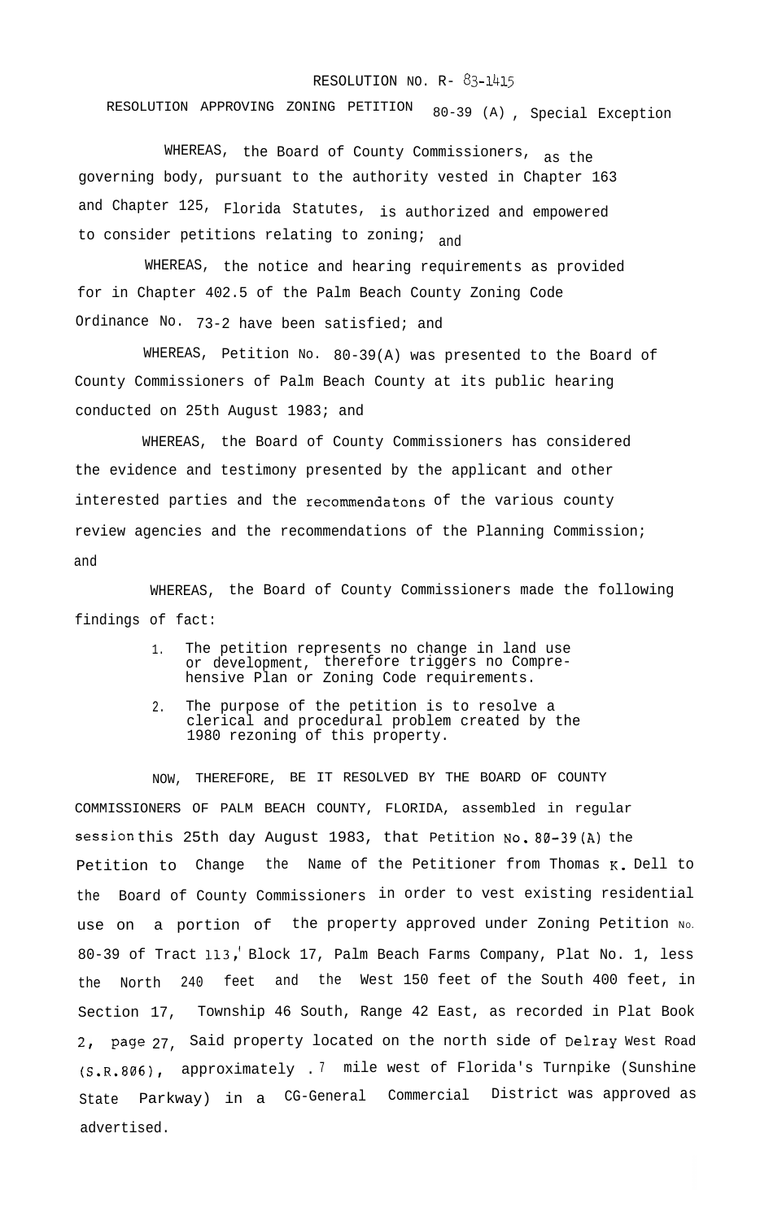RESOLUTION NO. R- 83-1415

RESOLUTION APPROVING ZONING PETITION 80-39 (A), Special Exception

WHEREAS, the Board of County Commissioners, as the governing body, pursuant to the authority vested in Chapter 163 and Chapter 125, Florida Statutes, is authorized and empowered to consider petitions relating to zoning; and

WHEREAS, the notice and hearing requirements as provided for in Chapter 402.5 of the Palm Beach County Zoning Code Ordinance No. 73-2 have been satisfied; and

WHEREAS, Petition No. 80-39(A) was presented to the Board of County Commissioners of Palm Beach County at its public hearing conducted on 25th August 1983; and

WHEREAS, the Board of County Commissioners has considered the evidence and testimony presented by the applicant and other interested parties and the recommendatons of the various county review agencies and the recommendations of the Planning Commission; and

WHEREAS, the Board of County Commissioners made the following findings of fact:

1. The petition represents no change in land use or development, therefore triggers no Comprehensive Plan or Zoning Code requirements.
2. The purpose of the petition is to resolve a clerical and procedural problem created by the 1980 rezoning of this property.

NOW, THEREFORE, BE IT RESOLVED BY THE BOARD OF COUNTY COMMISSIONERS OF PALM BEACH COUNTY, FLORIDA, assembled in regular session this 25th day August 1983, that Petition No. 80-39(A) the Petition to Change the Name of the Petitioner from Thomas K. Dell to the Board of County Commissioners in order to vest existing residential use on a portion of the property approved under Zoning Petition No. 80-39 of Tract 113, Block 17, Palm Beach Farms Company, Plat No. 1, less the North 240 feet and the West 150 feet of the South 400 feet, in Section 17, Township 46 South, Range 42 East, as recorded in Plat Book 2, page 27, Said property located on the north side of Delray West Road (S.R.806), approximately .7 mile west of Florida's Turnpike (Sunshine State Parkway) in a CG-General Commercial District was approved as advertised.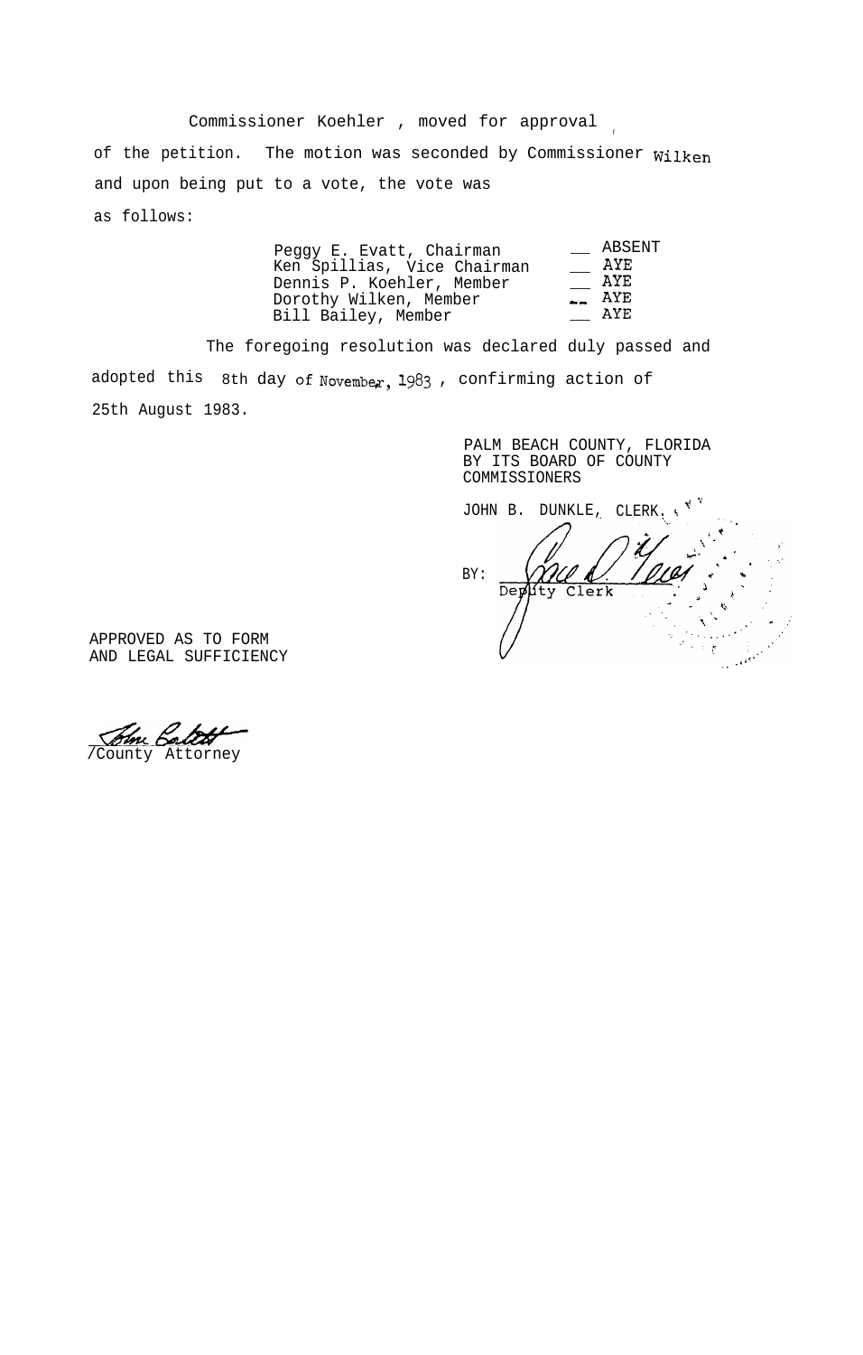Commissioner Koehler , moved for approval of the petition. The motion was seconded by Commissioner Wilken and upon being put to a vote, the vote was as follows:

| | |
|---|---|
| Peggy E. Evatt, Chairman | ABSENT |
| Ken Spillias, Vice Chairman | AYE |
| Dennis P. Koehler, Member | AYE |
| Dorothy Wilken, Member | AYE |
| Bill Bailey, Member | AYE |

The foregoing resolution was declared duly passed and adopted this 8th day of November, 1983 , confirming action of 25th August 1983.

PALM BEACH COUNTY, FLORIDA
BY ITS BOARD OF COUNTY
COMMISSIONERS

JOHN B. DUNKLE, CLERK

BY: ______________________
Deputy Clerk

APPROVED AS TO FORM
AND LEGAL SUFFICIENCY

______________________
County Attorney